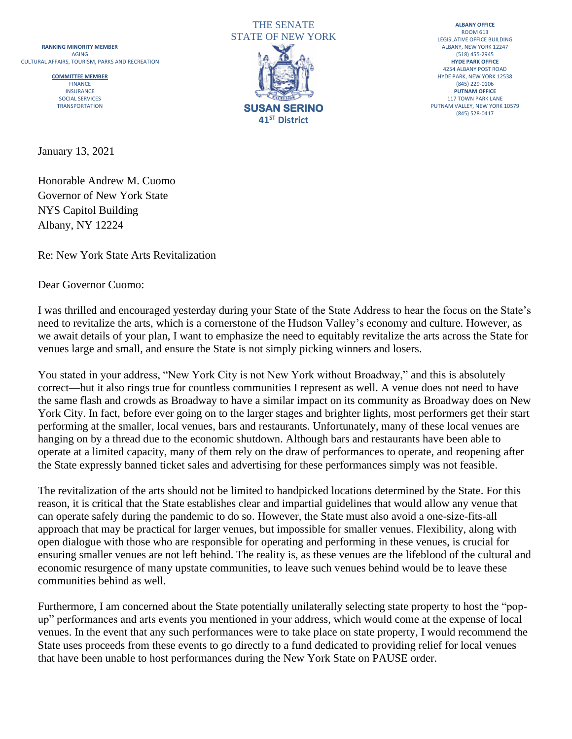**RANKING MINORITY MEMBER**
AGING
CULTURAL AFFAIRS, TOURISM, PARKS AND RECREATION

**COMMITTEE MEMBER**
FINANCE
INSURANCE
SOCIAL SERVICES
TRANSPORTATION

THE SENATE
STATE OF NEW YORK

**SUSAN SERINO**
**41ST District**

**ALBANY OFFICE**
ROOM 613
LEGISLATIVE OFFICE BUILDING
ALBANY, NEW YORK 12247
(518) 455-2945
**HYDE PARK OFFICE**
4254 ALBANY POST ROAD
HYDE PARK, NEW YORK 12538
(845) 229-0106
**PUTNAM OFFICE**
117 TOWN PARK LANE
PUTNAM VALLEY, NEW YORK 10579
(845) 528-0417

January 13, 2021

Honorable Andrew M. Cuomo
Governor of New York State
NYS Capitol Building
Albany, NY 12224

Re: New York State Arts Revitalization

Dear Governor Cuomo:

I was thrilled and encouraged yesterday during your State of the State Address to hear the focus on the State's need to revitalize the arts, which is a cornerstone of the Hudson Valley's economy and culture. However, as we await details of your plan, I want to emphasize the need to equitably revitalize the arts across the State for venues large and small, and ensure the State is not simply picking winners and losers.

You stated in your address, "New York City is not New York without Broadway," and this is absolutely correct—but it also rings true for countless communities I represent as well. A venue does not need to have the same flash and crowds as Broadway to have a similar impact on its community as Broadway does on New York City. In fact, before ever going on to the larger stages and brighter lights, most performers get their start performing at the smaller, local venues, bars and restaurants. Unfortunately, many of these local venues are hanging on by a thread due to the economic shutdown. Although bars and restaurants have been able to operate at a limited capacity, many of them rely on the draw of performances to operate, and reopening after the State expressly banned ticket sales and advertising for these performances simply was not feasible.

The revitalization of the arts should not be limited to handpicked locations determined by the State. For this reason, it is critical that the State establishes clear and impartial guidelines that would allow any venue that can operate safely during the pandemic to do so. However, the State must also avoid a one-size-fits-all approach that may be practical for larger venues, but impossible for smaller venues. Flexibility, along with open dialogue with those who are responsible for operating and performing in these venues, is crucial for ensuring smaller venues are not left behind. The reality is, as these venues are the lifeblood of the cultural and economic resurgence of many upstate communities, to leave such venues behind would be to leave these communities behind as well.

Furthermore, I am concerned about the State potentially unilaterally selecting state property to host the "pop-up" performances and arts events you mentioned in your address, which would come at the expense of local venues. In the event that any such performances were to take place on state property, I would recommend the State uses proceeds from these events to go directly to a fund dedicated to providing relief for local venues that have been unable to host performances during the New York State on PAUSE order.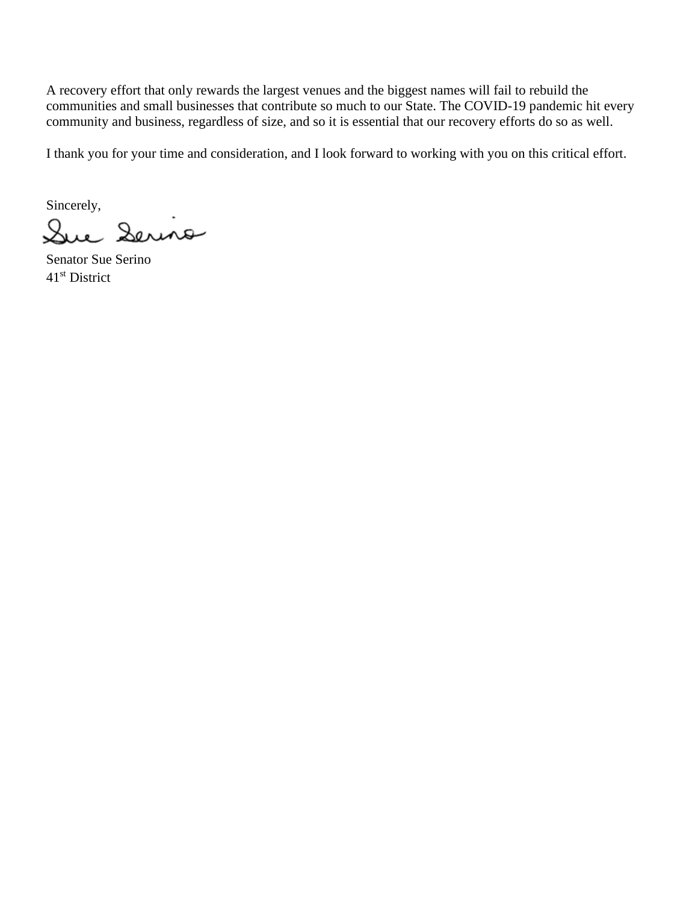A recovery effort that only rewards the largest venues and the biggest names will fail to rebuild the communities and small businesses that contribute so much to our State. The COVID-19 pandemic hit every community and business, regardless of size, and so it is essential that our recovery efforts do so as well.

I thank you for your time and consideration, and I look forward to working with you on this critical effort.

Sincerely,

Sue Serino

Senator Sue Serino
41st District